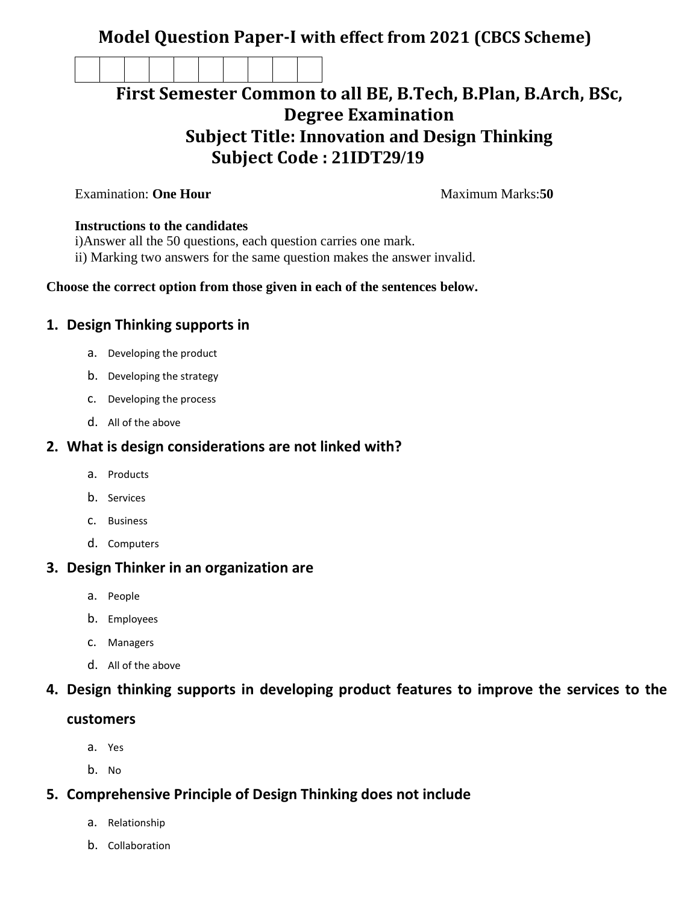# Model Question Paper-I with effect from 2021 (CBCS Scheme)

| | | | | | | | | | |
|---|---|---|---|---|---|---|---|---|---|
| | | | | | | | | | |

## First Semester Common to all BE, B.Tech, B.Plan, B.Arch, BSc, Degree Examination

## Subject Title: Innovation and Design Thinking

## Subject Code : 21IDT29/19

Examination: **One Hour** Maximum Marks:**50**

**Instructions to the candidates**

i)Answer all the 50 questions, each question carries one mark.

ii) Marking two answers for the same question makes the answer invalid.

**Choose the correct option from those given in each of the sentences below.**

**1. Design Thinking supports in**

- a. Developing the product
- b. Developing the strategy
- c. Developing the process
- d. All of the above

**2. What is design considerations are not linked with?**

- a. Products
- b. Services
- c. Business
- d. Computers

**3. Design Thinker in an organization are**

- a. People
- b. Employees
- c. Managers
- d. All of the above

**4. Design thinking supports in developing product features to improve the services to the customers**

- a. Yes
- b. No

**5. Comprehensive Principle of Design Thinking does not include**

- a. Relationship
- b. Collaboration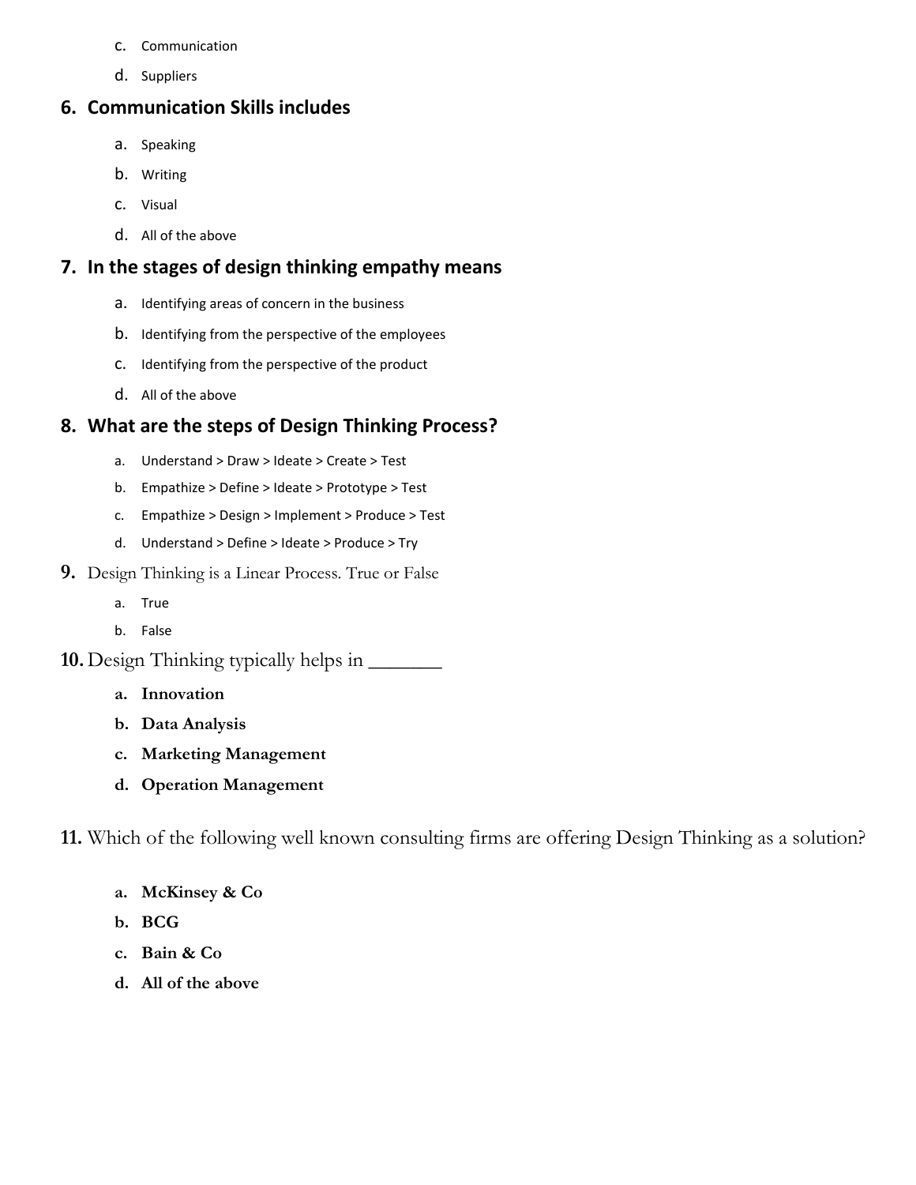c. Communication

d. Suppliers

### 6. Communication Skills includes

a. Speaking

b. Writing

c. Visual

d. All of the above

### 7. In the stages of design thinking empathy means

a. Identifying areas of concern in the business

b. Identifying from the perspective of the employees

c. Identifying from the perspective of the product

d. All of the above

### 8. What are the steps of Design Thinking Process?

a. Understand > Draw > Ideate > Create > Test

b. Empathize > Define > Ideate > Prototype > Test

c. Empathize > Design > Implement > Produce > Test

d. Understand > Define > Ideate > Produce > Try

**9.** Design Thinking is a Linear Process. True or False

a. True

b. False

**10.** Design Thinking typically helps in _______

**a. Innovation**

**b. Data Analysis**

**c. Marketing Management**

**d. Operation Management**

**11.** Which of the following well known consulting firms are offering Design Thinking as a solution?

**a. McKinsey & Co**

**b. BCG**

**c. Bain & Co**

**d. All of the above**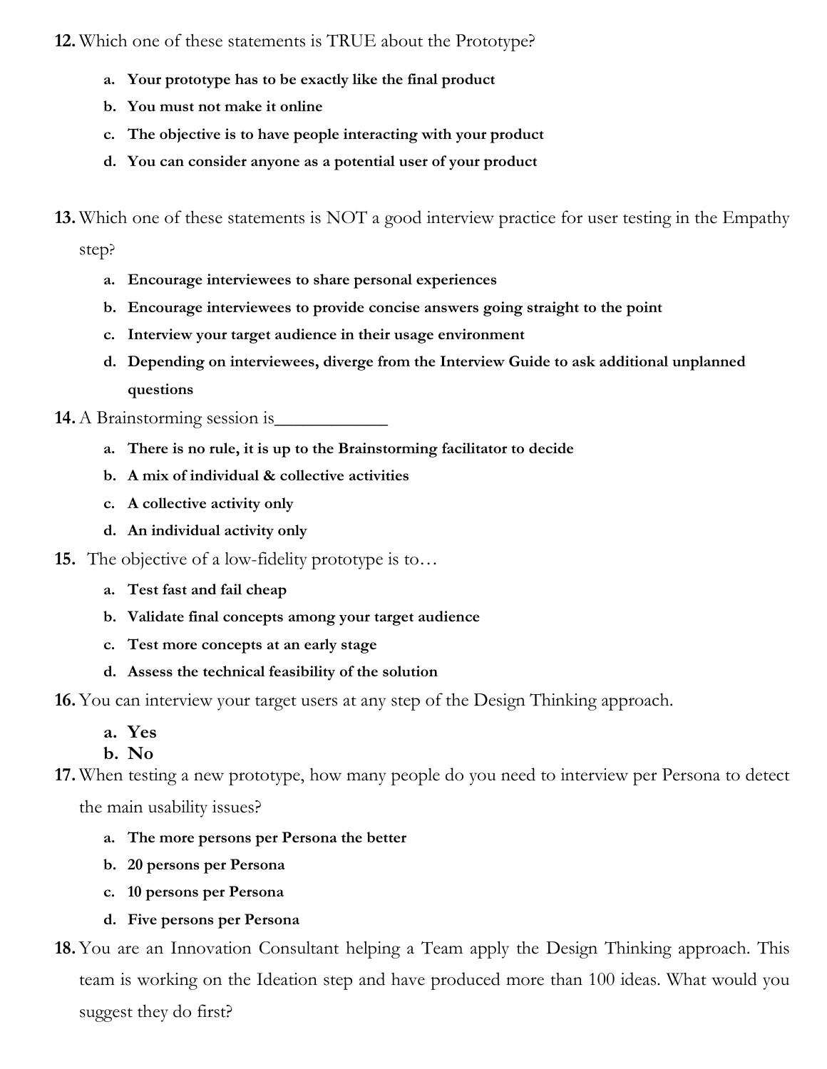**12.** Which one of these statements is TRUE about the Prototype?

a. **Your prototype has to be exactly like the final product**

b. **You must not make it online**

c. **The objective is to have people interacting with your product**

d. **You can consider anyone as a potential user of your product**

**13.** Which one of these statements is NOT a good interview practice for user testing in the Empathy step?

a. **Encourage interviewees to share personal experiences**

b. **Encourage interviewees to provide concise answers going straight to the point**

c. **Interview your target audience in their usage environment**

d. **Depending on interviewees, diverge from the Interview Guide to ask additional unplanned questions**

**14.** A Brainstorming session is_____________

a. **There is no rule, it is up to the Brainstorming facilitator to decide**

b. **A mix of individual & collective activities**

c. **A collective activity only**

d. **An individual activity only**

**15.** The objective of a low-fidelity prototype is to…

a. **Test fast and fail cheap**

b. **Validate final concepts among your target audience**

c. **Test more concepts at an early stage**

d. **Assess the technical feasibility of the solution**

**16.** You can interview your target users at any step of the Design Thinking approach.

a. **Yes**

b. **No**

**17.** When testing a new prototype, how many people do you need to interview per Persona to detect the main usability issues?

a. **The more persons per Persona the better**

b. **20 persons per Persona**

c. **10 persons per Persona**

d. **Five persons per Persona**

**18.** You are an Innovation Consultant helping a Team apply the Design Thinking approach. This team is working on the Ideation step and have produced more than 100 ideas. What would you suggest they do first?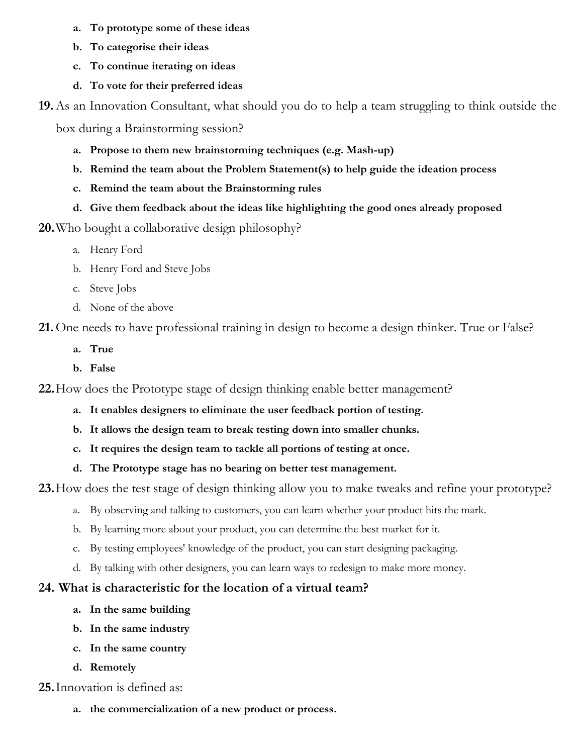a. **To prototype some of these ideas**
   b. **To categorise their ideas**
   c. **To continue iterating on ideas**
   d. **To vote for their preferred ideas**

19. As an Innovation Consultant, what should you do to help a team struggling to think outside the box during a Brainstorming session?
   a. **Propose to them new brainstorming techniques (e.g. Mash-up)**
   b. **Remind the team about the Problem Statement(s) to help guide the ideation process**
   c. **Remind the team about the Brainstorming rules**
   d. **Give them feedback about the ideas like highlighting the good ones already proposed**

20. Who bought a collaborative design philosophy?
   a. Henry Ford
   b. Henry Ford and Steve Jobs
   c. Steve Jobs
   d. None of the above

21. One needs to have professional training in design to become a design thinker. True or False?
   a. **True**
   b. **False**

22. How does the Prototype stage of design thinking enable better management?
   a. **It enables designers to eliminate the user feedback portion of testing.**
   b. **It allows the design team to break testing down into smaller chunks.**
   c. **It requires the design team to tackle all portions of testing at once.**
   d. **The Prototype stage has no bearing on better test management.**

23. How does the test stage of design thinking allow you to make tweaks and refine your prototype?
   a. By observing and talking to customers, you can learn whether your product hits the mark.
   b. By learning more about your product, you can determine the best market for it.
   c. By testing employees' knowledge of the product, you can start designing packaging.
   d. By talking with other designers, you can learn ways to redesign to make more money.

24. **What is characteristic for the location of a virtual team?**
   a. **In the same building**
   b. **In the same industry**
   c. **In the same country**
   d. **Remotely**

25. Innovation is defined as:
   a. **the commercialization of a new product or process.**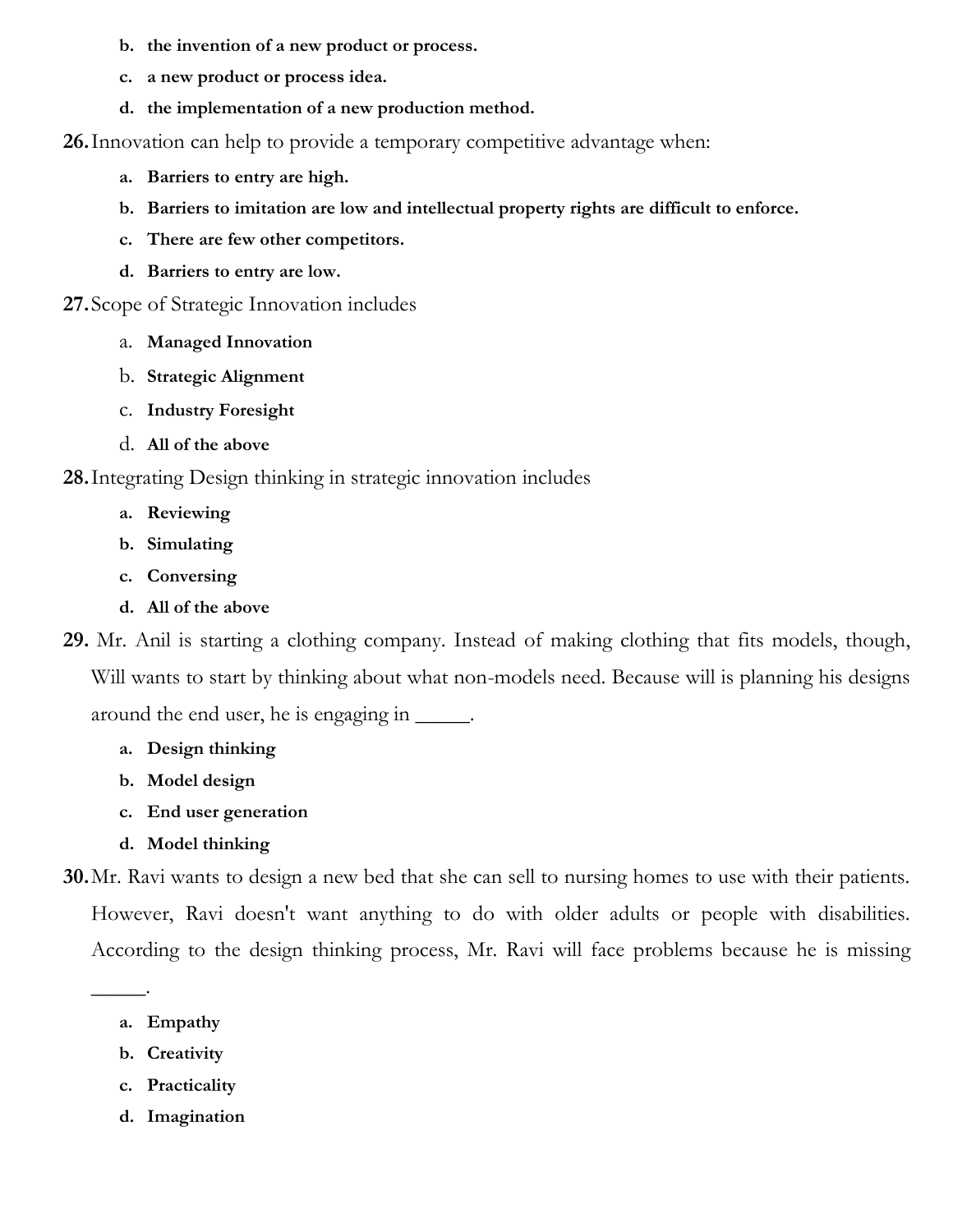b. **the invention of a new product or process.**

c. **a new product or process idea.**

d. **the implementation of a new production method.**

**26.** Innovation can help to provide a temporary competitive advantage when:

a. **Barriers to entry are high.**

b. **Barriers to imitation are low and intellectual property rights are difficult to enforce.**

c. **There are few other competitors.**

d. **Barriers to entry are low.**

**27.** Scope of Strategic Innovation includes

a. **Managed Innovation**

b. **Strategic Alignment**

c. **Industry Foresight**

d. **All of the above**

**28.** Integrating Design thinking in strategic innovation includes

a. **Reviewing**

b. **Simulating**

c. **Conversing**

d. **All of the above**

**29.** Mr. Anil is starting a clothing company. Instead of making clothing that fits models, though, Will wants to start by thinking about what non-models need. Because will is planning his designs around the end user, he is engaging in _____.

a. **Design thinking**

b. **Model design**

c. **End user generation**

d. **Model thinking**

**30.** Mr. Ravi wants to design a new bed that she can sell to nursing homes to use with their patients. However, Ravi doesn't want anything to do with older adults or people with disabilities. According to the design thinking process, Mr. Ravi will face problems because he is missing _____.

a. **Empathy**

b. **Creativity**

c. **Practicality**

d. **Imagination**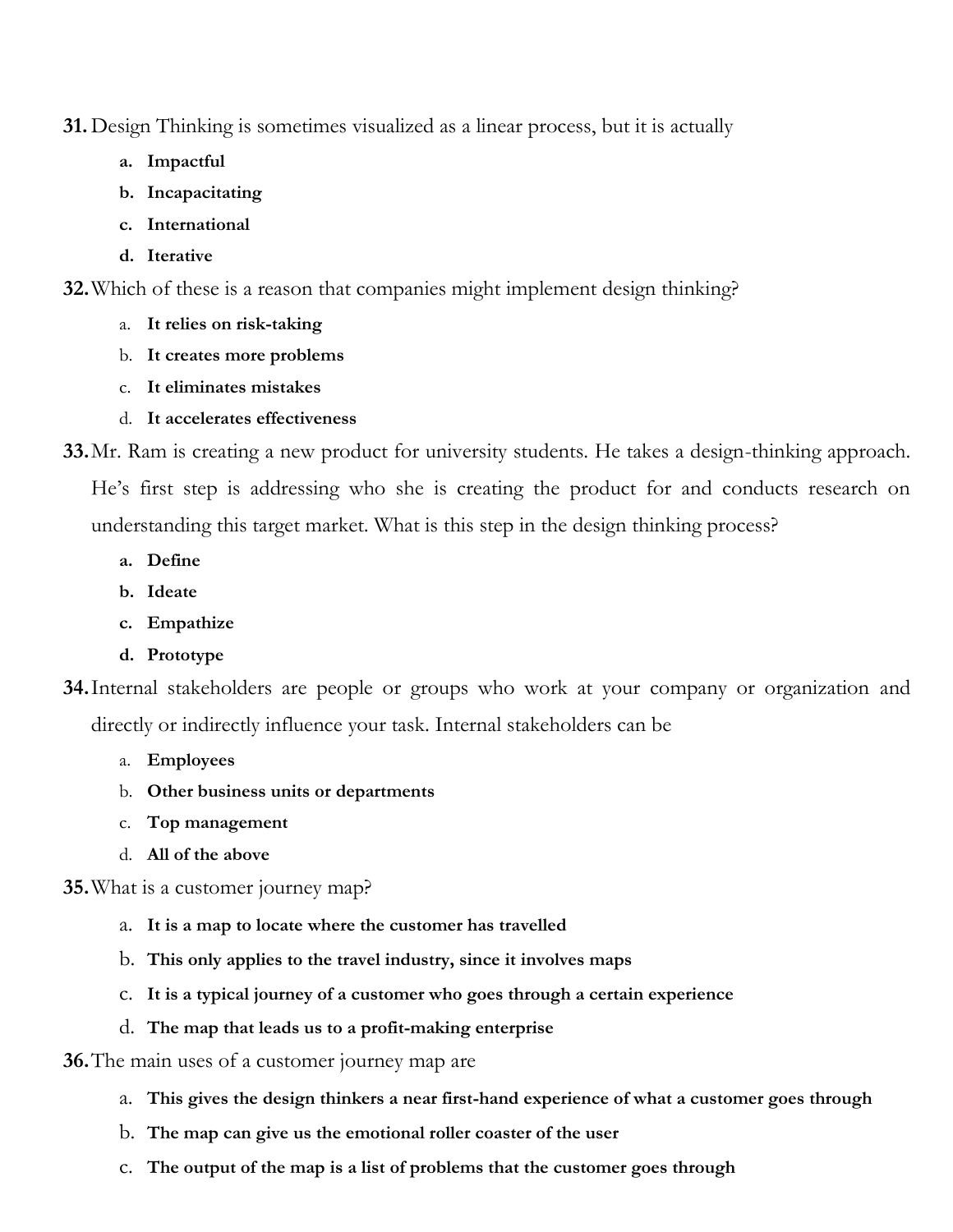31. Design Thinking is sometimes visualized as a linear process, but it is actually

    a. **Impactful**
    b. **Incapacitating**
    c. **International**
    d. **Iterative**

32. Which of these is a reason that companies might implement design thinking?

    a. **It relies on risk-taking**
    b. **It creates more problems**
    c. **It eliminates mistakes**
    d. **It accelerates effectiveness**

33. Mr. Ram is creating a new product for university students. He takes a design-thinking approach. He's first step is addressing who she is creating the product for and conducts research on understanding this target market. What is this step in the design thinking process?

    a. **Define**
    b. **Ideate**
    c. **Empathize**
    d. **Prototype**

34. Internal stakeholders are people or groups who work at your company or organization and directly or indirectly influence your task. Internal stakeholders can be

    a. **Employees**
    b. **Other business units or departments**
    c. **Top management**
    d. **All of the above**

35. What is a customer journey map?

    a. **It is a map to locate where the customer has travelled**
    b. **This only applies to the travel industry, since it involves maps**
    c. **It is a typical journey of a customer who goes through a certain experience**
    d. **The map that leads us to a profit-making enterprise**

36. The main uses of a customer journey map are

    a. **This gives the design thinkers a near first-hand experience of what a customer goes through**
    b. **The map can give us the emotional roller coaster of the user**
    c. **The output of the map is a list of problems that the customer goes through**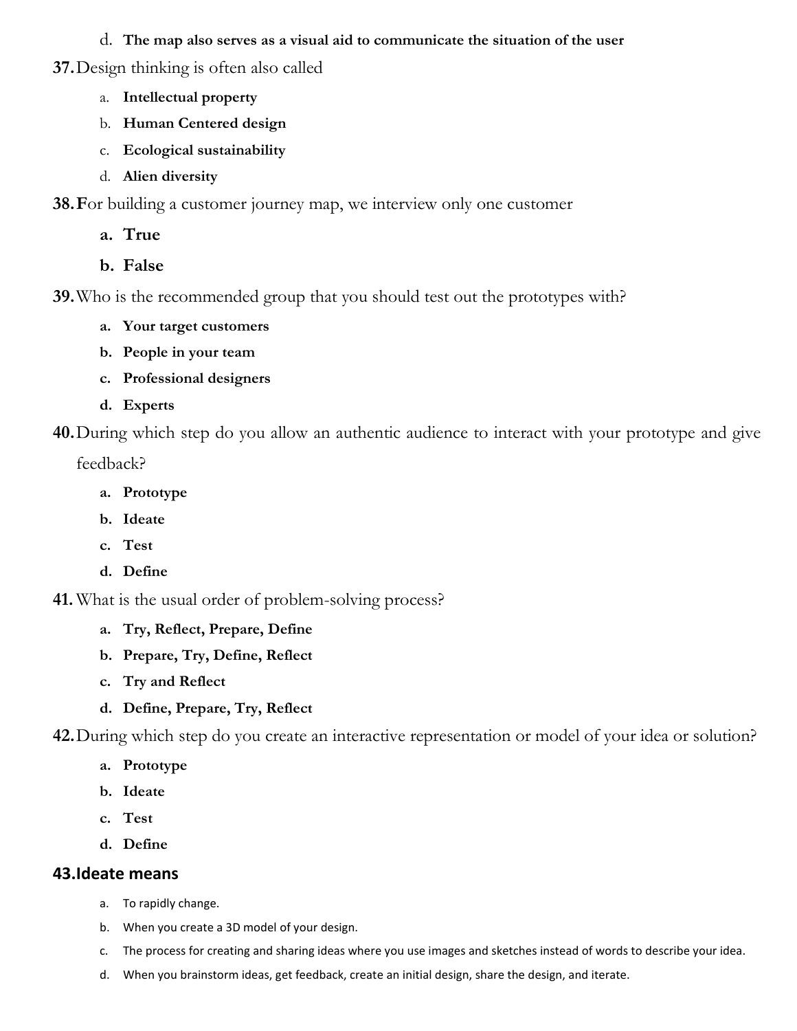d. **The map also serves as a visual aid to communicate the situation of the user**

**37.** Design thinking is often also called

a. **Intellectual property**

b. **Human Centered design**

c. **Ecological sustainability**

d. **Alien diversity**

**38.** **F**or building a customer journey map, we interview only one customer

a. **True**

b. **False**

**39.** Who is the recommended group that you should test out the prototypes with?

a. **Your target customers**

b. **People in your team**

c. **Professional designers**

d. **Experts**

**40.** During which step do you allow an authentic audience to interact with your prototype and give feedback?

a. **Prototype**

b. **Ideate**

c. **Test**

d. **Define**

**41.** What is the usual order of problem-solving process?

a. **Try, Reflect, Prepare, Define**

b. **Prepare, Try, Define, Reflect**

c. **Try and Reflect**

d. **Define, Prepare, Try, Reflect**

**42.** During which step do you create an interactive representation or model of your idea or solution?

a. **Prototype**

b. **Ideate**

c. **Test**

d. **Define**

**43. Ideate means**

a. To rapidly change.

b. When you create a 3D model of your design.

c. The process for creating and sharing ideas where you use images and sketches instead of words to describe your idea.

d. When you brainstorm ideas, get feedback, create an initial design, share the design, and iterate.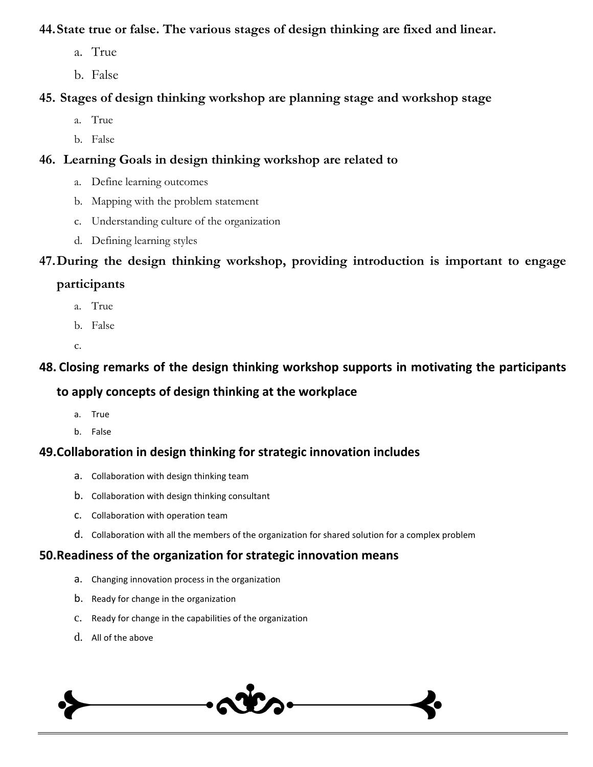**44. State true or false. The various stages of design thinking are fixed and linear.**

a. True

b. False

**45. Stages of design thinking workshop are planning stage and workshop stage**

a. True

b. False

**46. Learning Goals in design thinking workshop are related to**

a. Define learning outcomes

b. Mapping with the problem statement

c. Understanding culture of the organization

d. Defining learning styles

**47. During the design thinking workshop, providing introduction is important to engage participants**

a. True

b. False

c.

**48. Closing remarks of the design thinking workshop supports in motivating the participants to apply concepts of design thinking at the workplace**

a. True

b. False

**49. Collaboration in design thinking for strategic innovation includes**

a. Collaboration with design thinking team

b. Collaboration with design thinking consultant

c. Collaboration with operation team

d. Collaboration with all the members of the organization for shared solution for a complex problem

**50. Readiness of the organization for strategic innovation means**

a. Changing innovation process in the organization

b. Ready for change in the organization

c. Ready for change in the capabilities of the organization

d. All of the above